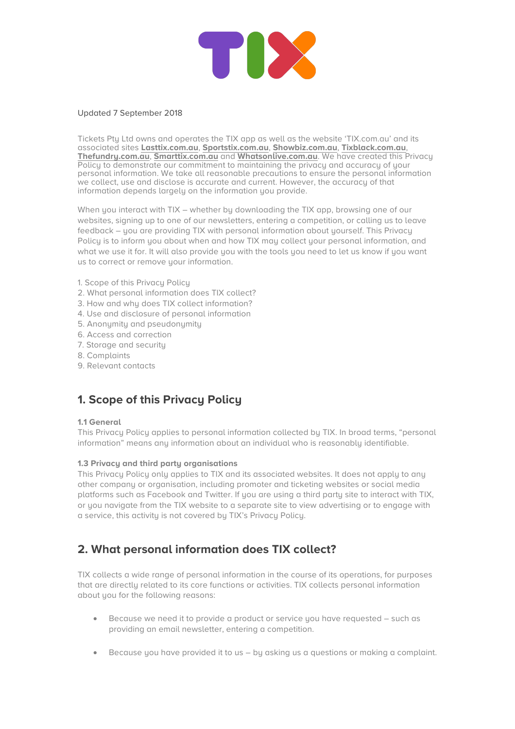Updated 7 September 2018

Tickets Pty Ltd owns and operates the TIX app as well as the website 'TIX.com.au' and its associated sites **Lasttix.com.au**, **Sportstix.com.au**, **Showbiz.com.au**, **Tixblack.com.au**, **Thefundry.com.au**, **Smarttix.com.au** and **Whatsonlive.com.au**. We have created this Privacy Policy to demonstrate our commitment to maintaining the privacy and accuracy of your personal information. We take all reasonable precautions to ensure the personal information we collect, use and disclose is accurate and current. However, the accuracy of that information depends largely on the information you provide.

When you interact with TIX – whether by downloading the TIX app, browsing one of our websites, signing up to one of our newsletters, entering a competition, or calling us to leave feedback – you are providing TIX with personal information about yourself. This Privacy Policy is to inform you about when and how TIX may collect your personal information, and what we use it for. It will also provide you with the tools you need to let us know if you want us to correct or remove your information.

1. Scope of this Privacy Policy
2. What personal information does TIX collect?
3. How and why does TIX collect information?
4. Use and disclosure of personal information
5. Anonymity and pseudonymity
6. Access and correction
7. Storage and security
8. Complaints
9. Relevant contacts

## 1. Scope of this Privacy Policy

**1.1 General**
This Privacy Policy applies to personal information collected by TIX. In broad terms, "personal information" means any information about an individual who is reasonably identifiable.

**1.3 Privacy and third party organisations**
This Privacy Policy only applies to TIX and its associated websites. It does not apply to any other company or organisation, including promoter and ticketing websites or social media platforms such as Facebook and Twitter. If you are using a third party site to interact with TIX, or you navigate from the TIX website to a separate site to view advertising or to engage with a service, this activity is not covered by TIX's Privacy Policy.

## 2. What personal information does TIX collect?

TIX collects a wide range of personal information in the course of its operations, for purposes that are directly related to its core functions or activities. TIX collects personal information about you for the following reasons:

- Because we need it to provide a product or service you have requested – such as providing an email newsletter, entering a competition.
- Because you have provided it to us – by asking us a questions or making a complaint.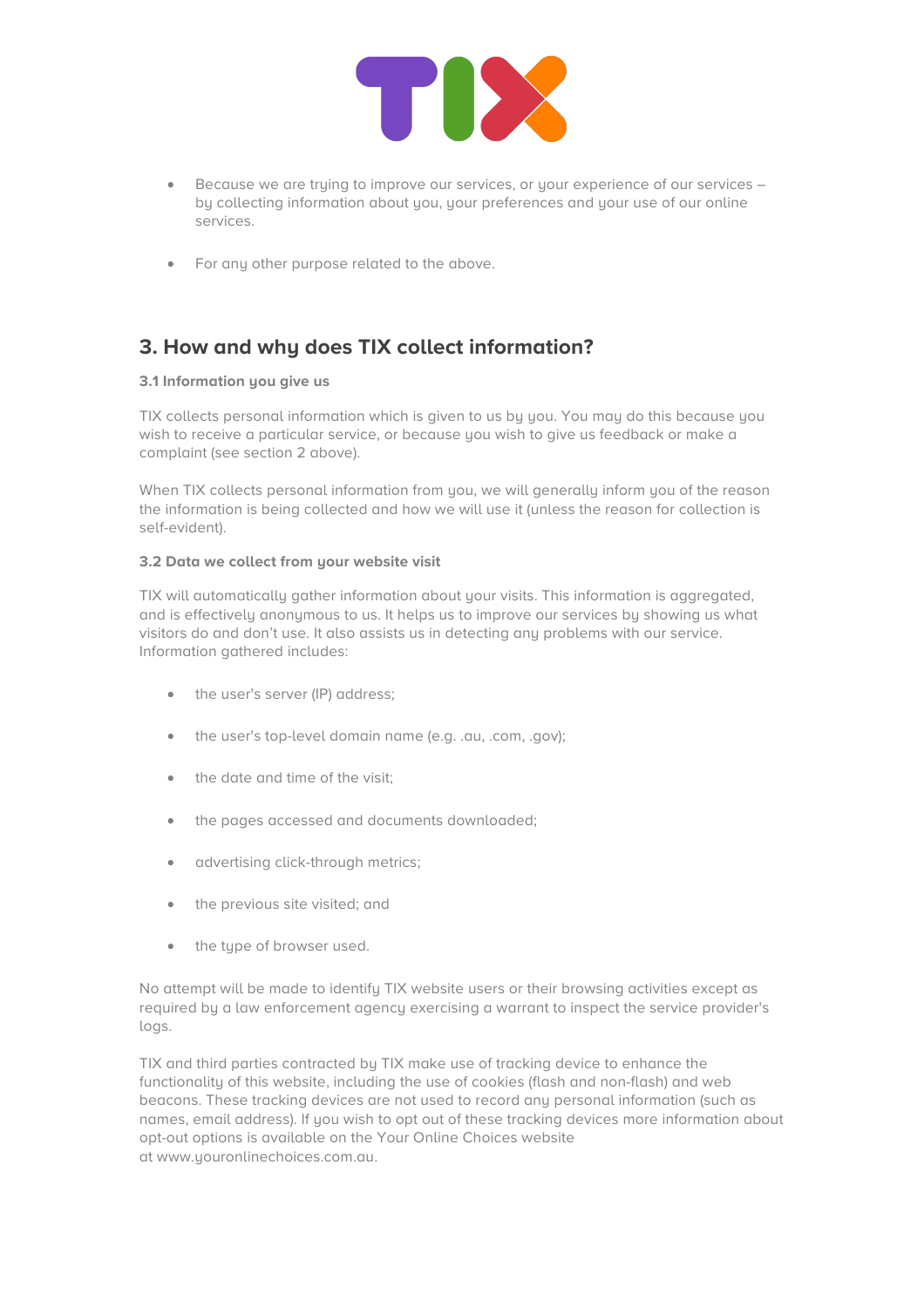- Because we are trying to improve our services, or your experience of our services – by collecting information about you, your preferences and your use of our online services.

- For any other purpose related to the above.

## 3. How and why does TIX collect information?

**3.1 Information you give us**

TIX collects personal information which is given to us by you. You may do this because you wish to receive a particular service, or because you wish to give us feedback or make a complaint (see section 2 above).

When TIX collects personal information from you, we will generally inform you of the reason the information is being collected and how we will use it (unless the reason for collection is self-evident).

**3.2 Data we collect from your website visit**

TIX will automatically gather information about your visits. This information is aggregated, and is effectively anonymous to us. It helps us to improve our services by showing us what visitors do and don't use. It also assists us in detecting any problems with our service. Information gathered includes:

- the user's server (IP) address;

- the user's top-level domain name (e.g. .au, .com, .gov);

- the date and time of the visit;

- the pages accessed and documents downloaded;

- advertising click-through metrics;

- the previous site visited; and

- the type of browser used.

No attempt will be made to identify TIX website users or their browsing activities except as required by a law enforcement agency exercising a warrant to inspect the service provider's logs.

TIX and third parties contracted by TIX make use of tracking device to enhance the functionality of this website, including the use of cookies (flash and non-flash) and web beacons. These tracking devices are not used to record any personal information (such as names, email address). If you wish to opt out of these tracking devices more information about opt-out options is available on the Your Online Choices website at www.youronlinechoices.com.au.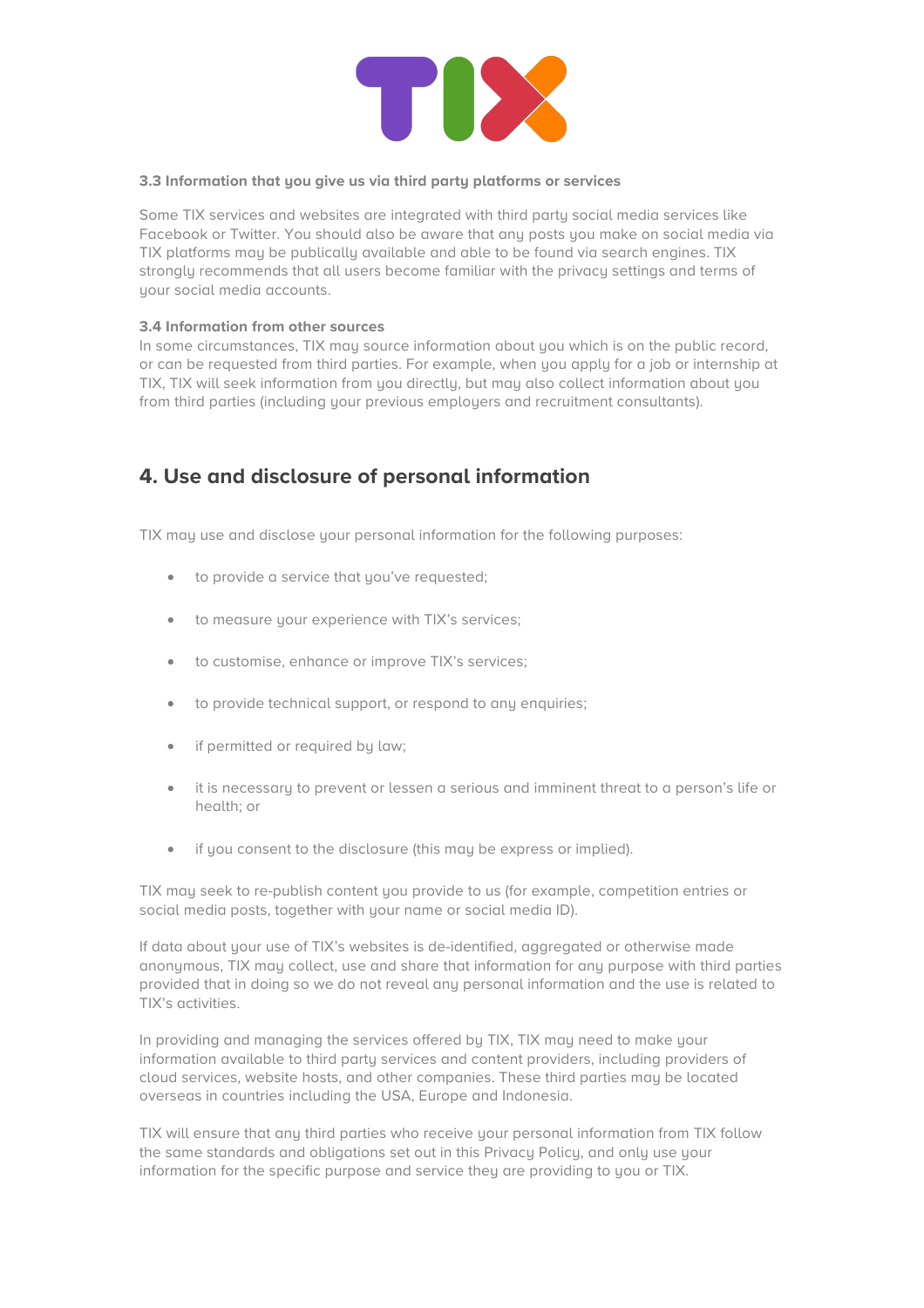**3.3 Information that you give us via third party platforms or services**

Some TIX services and websites are integrated with third party social media services like Facebook or Twitter. You should also be aware that any posts you make on social media via TIX platforms may be publically available and able to be found via search engines. TIX strongly recommends that all users become familiar with the privacy settings and terms of your social media accounts.

**3.4 Information from other sources**

In some circumstances, TIX may source information about you which is on the public record, or can be requested from third parties. For example, when you apply for a job or internship at TIX, TIX will seek information from you directly, but may also collect information about you from third parties (including your previous employers and recruitment consultants).

## 4. Use and disclosure of personal information

TIX may use and disclose your personal information for the following purposes:

- to provide a service that you've requested;
- to measure your experience with TIX's services;
- to customise, enhance or improve TIX's services;
- to provide technical support, or respond to any enquiries;
- if permitted or required by law;
- it is necessary to prevent or lessen a serious and imminent threat to a person's life or health; or
- if you consent to the disclosure (this may be express or implied).

TIX may seek to re-publish content you provide to us (for example, competition entries or social media posts, together with your name or social media ID).

If data about your use of TIX's websites is de-identified, aggregated or otherwise made anonymous, TIX may collect, use and share that information for any purpose with third parties provided that in doing so we do not reveal any personal information and the use is related to TIX's activities.

In providing and managing the services offered by TIX, TIX may need to make your information available to third party services and content providers, including providers of cloud services, website hosts, and other companies. These third parties may be located overseas in countries including the USA, Europe and Indonesia.

TIX will ensure that any third parties who receive your personal information from TIX follow the same standards and obligations set out in this Privacy Policy, and only use your information for the specific purpose and service they are providing to you or TIX.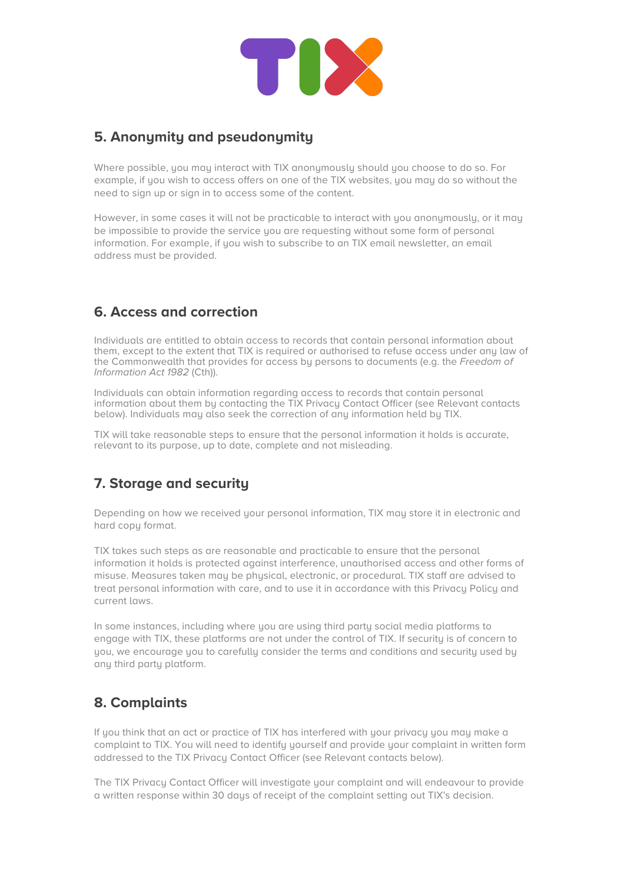## 5. Anonymity and pseudonymity

Where possible, you may interact with TIX anonymously should you choose to do so. For example, if you wish to access offers on one of the TIX websites, you may do so without the need to sign up or sign in to access some of the content.

However, in some cases it will not be practicable to interact with you anonymously, or it may be impossible to provide the service you are requesting without some form of personal information. For example, if you wish to subscribe to an TIX email newsletter, an email address must be provided.

## 6. Access and correction

Individuals are entitled to obtain access to records that contain personal information about them, except to the extent that TIX is required or authorised to refuse access under any law of the Commonwealth that provides for access by persons to documents (e.g. the *Freedom of Information Act 1982* (Cth)).

Individuals can obtain information regarding access to records that contain personal information about them by contacting the TIX Privacy Contact Officer (see Relevant contacts below). Individuals may also seek the correction of any information held by TIX.

TIX will take reasonable steps to ensure that the personal information it holds is accurate, relevant to its purpose, up to date, complete and not misleading.

## 7. Storage and security

Depending on how we received your personal information, TIX may store it in electronic and hard copy format.

TIX takes such steps as are reasonable and practicable to ensure that the personal information it holds is protected against interference, unauthorised access and other forms of misuse. Measures taken may be physical, electronic, or procedural. TIX staff are advised to treat personal information with care, and to use it in accordance with this Privacy Policy and current laws.

In some instances, including where you are using third party social media platforms to engage with TIX, these platforms are not under the control of TIX. If security is of concern to you, we encourage you to carefully consider the terms and conditions and security used by any third party platform.

## 8. Complaints

If you think that an act or practice of TIX has interfered with your privacy you may make a complaint to TIX. You will need to identify yourself and provide your complaint in written form addressed to the TIX Privacy Contact Officer (see Relevant contacts below).

The TIX Privacy Contact Officer will investigate your complaint and will endeavour to provide a written response within 30 days of receipt of the complaint setting out TIX's decision.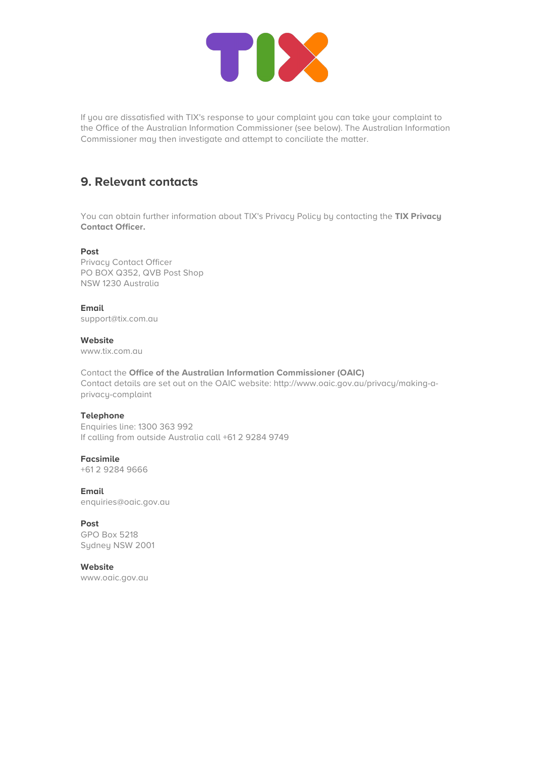If you are dissatisfied with TIX's response to your complaint you can take your complaint to the Office of the Australian Information Commissioner (see below). The Australian Information Commissioner may then investigate and attempt to conciliate the matter.

## 9. Relevant contacts

You can obtain further information about TIX's Privacy Policy by contacting the **TIX Privacy Contact Officer.**

**Post**
Privacy Contact Officer
PO BOX Q352, QVB Post Shop
NSW 1230 Australia

**Email**
support@tix.com.au

**Website**
www.tix.com.au

Contact the **Office of the Australian Information Commissioner (OAIC)**
Contact details are set out on the OAIC website: http://www.oaic.gov.au/privacy/making-a-privacy-complaint

**Telephone**
Enquiries line: 1300 363 992
If calling from outside Australia call +61 2 9284 9749

**Facsimile**
+61 2 9284 9666

**Email**
enquiries@oaic.gov.au

**Post**
GPO Box 5218
Sydney NSW 2001

**Website**
www.oaic.gov.au